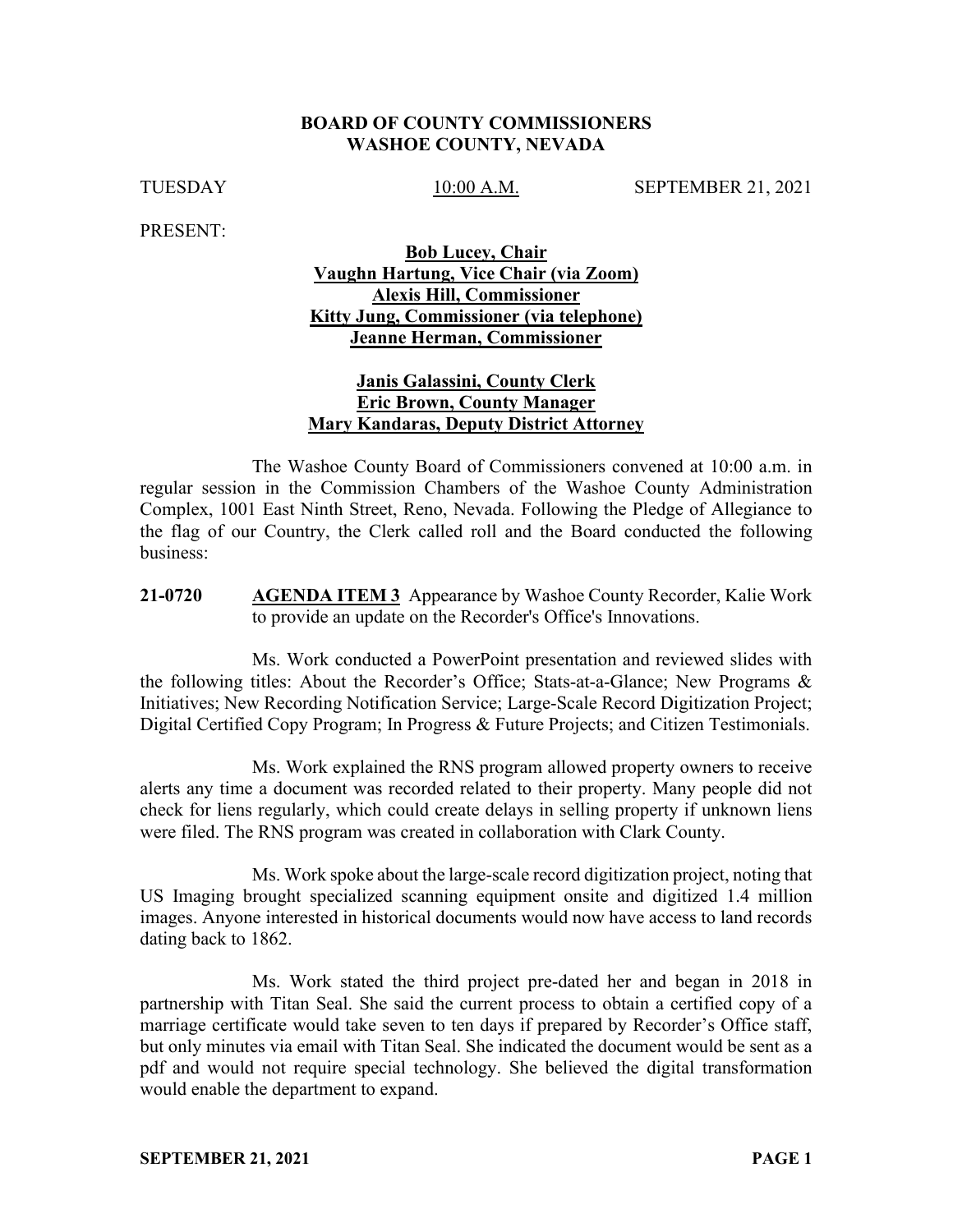**BOARD OF COUNTY COMMISSIONERS**
**WASHOE COUNTY, NEVADA**

TUESDAY 10:00 A.M. SEPTEMBER 21, 2021

PRESENT:

**Bob Lucey, Chair**
**Vaughn Hartung, Vice Chair (via Zoom)**
**Alexis Hill, Commissioner**
**Kitty Jung, Commissioner (via telephone)**
**Jeanne Herman, Commissioner**

**Janis Galassini, County Clerk**
**Eric Brown, County Manager**
**Mary Kandaras, Deputy District Attorney**

The Washoe County Board of Commissioners convened at 10:00 a.m. in regular session in the Commission Chambers of the Washoe County Administration Complex, 1001 East Ninth Street, Reno, Nevada. Following the Pledge of Allegiance to the flag of our Country, the Clerk called roll and the Board conducted the following business:

**21-0720** **AGENDA ITEM 3** Appearance by Washoe County Recorder, Kalie Work to provide an update on the Recorder's Office's Innovations.

Ms. Work conducted a PowerPoint presentation and reviewed slides with the following titles: About the Recorder's Office; Stats-at-a-Glance; New Programs & Initiatives; New Recording Notification Service; Large-Scale Record Digitization Project; Digital Certified Copy Program; In Progress & Future Projects; and Citizen Testimonials.

Ms. Work explained the RNS program allowed property owners to receive alerts any time a document was recorded related to their property. Many people did not check for liens regularly, which could create delays in selling property if unknown liens were filed. The RNS program was created in collaboration with Clark County.

Ms. Work spoke about the large-scale record digitization project, noting that US Imaging brought specialized scanning equipment onsite and digitized 1.4 million images. Anyone interested in historical documents would now have access to land records dating back to 1862.

Ms. Work stated the third project pre-dated her and began in 2018 in partnership with Titan Seal. She said the current process to obtain a certified copy of a marriage certificate would take seven to ten days if prepared by Recorder's Office staff, but only minutes via email with Titan Seal. She indicated the document would be sent as a pdf and would not require special technology. She believed the digital transformation would enable the department to expand.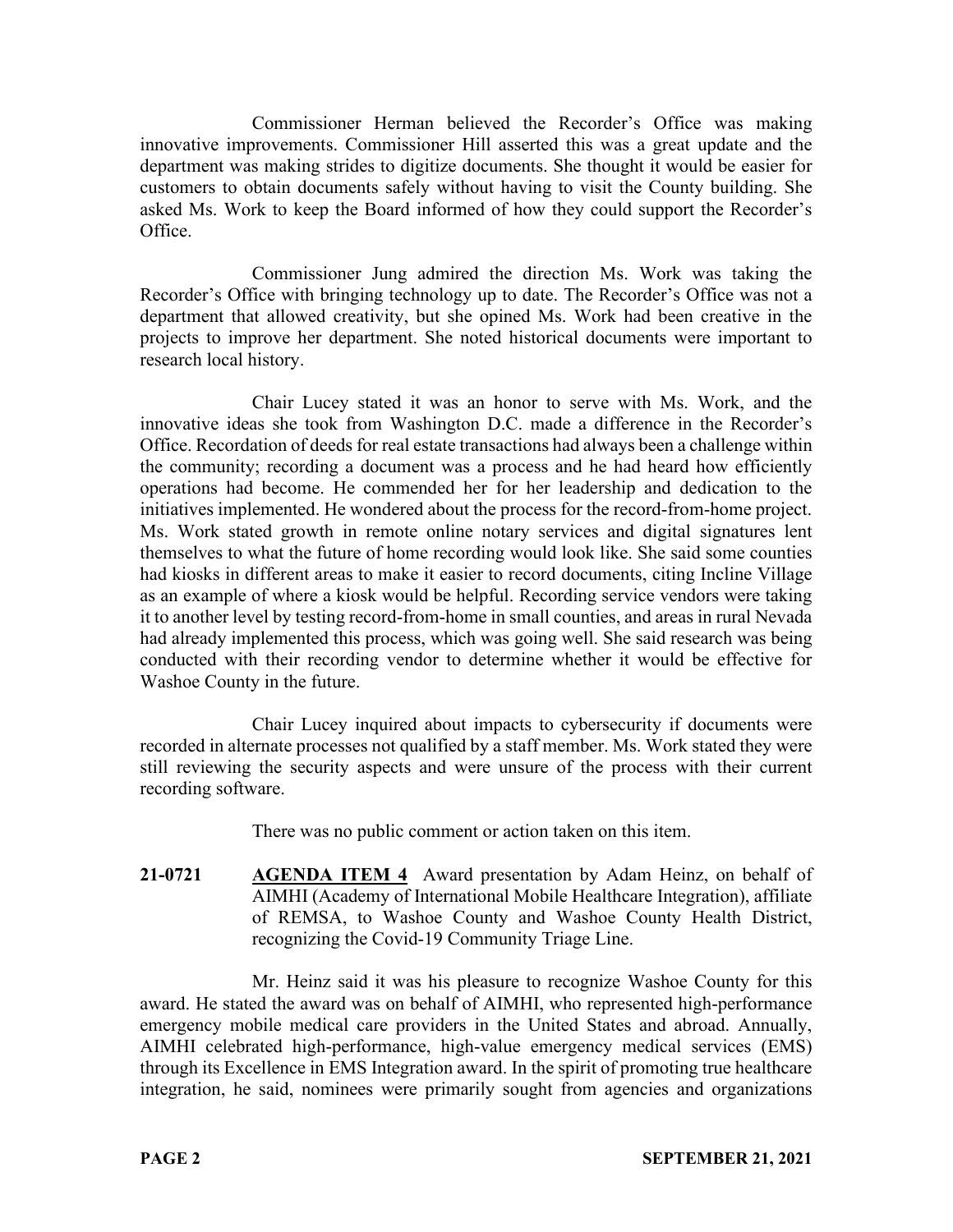Commissioner Herman believed the Recorder's Office was making innovative improvements. Commissioner Hill asserted this was a great update and the department was making strides to digitize documents. She thought it would be easier for customers to obtain documents safely without having to visit the County building. She asked Ms. Work to keep the Board informed of how they could support the Recorder's Office.

Commissioner Jung admired the direction Ms. Work was taking the Recorder's Office with bringing technology up to date. The Recorder's Office was not a department that allowed creativity, but she opined Ms. Work had been creative in the projects to improve her department. She noted historical documents were important to research local history.

Chair Lucey stated it was an honor to serve with Ms. Work, and the innovative ideas she took from Washington D.C. made a difference in the Recorder's Office. Recordation of deeds for real estate transactions had always been a challenge within the community; recording a document was a process and he had heard how efficiently operations had become. He commended her for her leadership and dedication to the initiatives implemented. He wondered about the process for the record-from-home project. Ms. Work stated growth in remote online notary services and digital signatures lent themselves to what the future of home recording would look like. She said some counties had kiosks in different areas to make it easier to record documents, citing Incline Village as an example of where a kiosk would be helpful. Recording service vendors were taking it to another level by testing record-from-home in small counties, and areas in rural Nevada had already implemented this process, which was going well. She said research was being conducted with their recording vendor to determine whether it would be effective for Washoe County in the future.

Chair Lucey inquired about impacts to cybersecurity if documents were recorded in alternate processes not qualified by a staff member. Ms. Work stated they were still reviewing the security aspects and were unsure of the process with their current recording software.

There was no public comment or action taken on this item.

**21-0721** **AGENDA ITEM 4** Award presentation by Adam Heinz, on behalf of AIMHI (Academy of International Mobile Healthcare Integration), affiliate of REMSA, to Washoe County and Washoe County Health District, recognizing the Covid-19 Community Triage Line.

Mr. Heinz said it was his pleasure to recognize Washoe County for this award. He stated the award was on behalf of AIMHI, who represented high-performance emergency mobile medical care providers in the United States and abroad. Annually, AIMHI celebrated high-performance, high-value emergency medical services (EMS) through its Excellence in EMS Integration award. In the spirit of promoting true healthcare integration, he said, nominees were primarily sought from agencies and organizations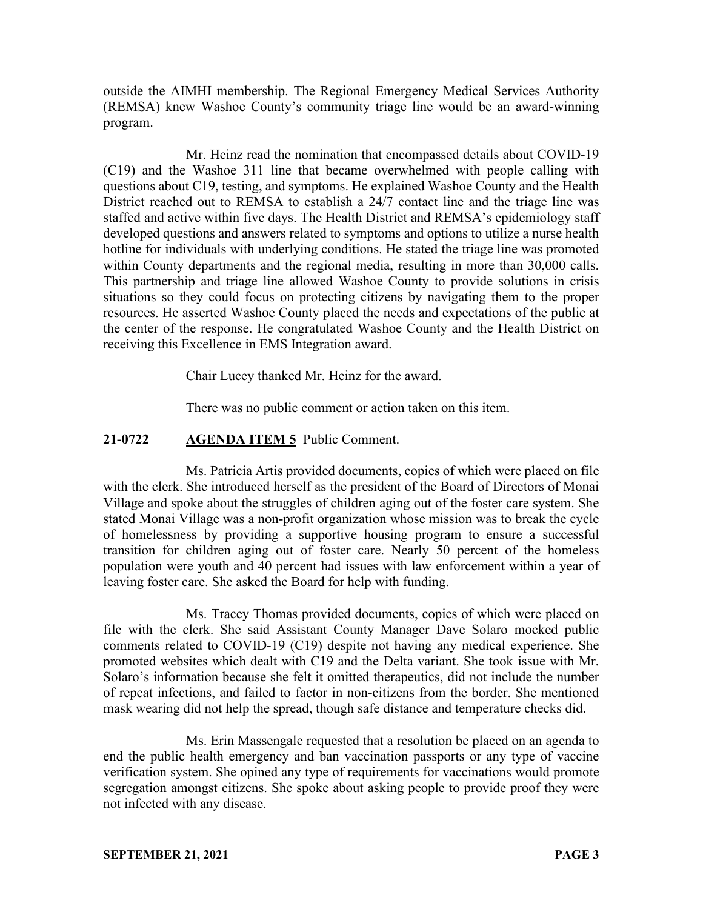outside the AIMHI membership. The Regional Emergency Medical Services Authority (REMSA) knew Washoe County's community triage line would be an award-winning program.

Mr. Heinz read the nomination that encompassed details about COVID-19 (C19) and the Washoe 311 line that became overwhelmed with people calling with questions about C19, testing, and symptoms. He explained Washoe County and the Health District reached out to REMSA to establish a 24/7 contact line and the triage line was staffed and active within five days. The Health District and REMSA's epidemiology staff developed questions and answers related to symptoms and options to utilize a nurse health hotline for individuals with underlying conditions. He stated the triage line was promoted within County departments and the regional media, resulting in more than 30,000 calls. This partnership and triage line allowed Washoe County to provide solutions in crisis situations so they could focus on protecting citizens by navigating them to the proper resources. He asserted Washoe County placed the needs and expectations of the public at the center of the response. He congratulated Washoe County and the Health District on receiving this Excellence in EMS Integration award.

Chair Lucey thanked Mr. Heinz for the award.

There was no public comment or action taken on this item.

**21-0722 AGENDA ITEM 5** Public Comment.

Ms. Patricia Artis provided documents, copies of which were placed on file with the clerk. She introduced herself as the president of the Board of Directors of Monai Village and spoke about the struggles of children aging out of the foster care system. She stated Monai Village was a non-profit organization whose mission was to break the cycle of homelessness by providing a supportive housing program to ensure a successful transition for children aging out of foster care. Nearly 50 percent of the homeless population were youth and 40 percent had issues with law enforcement within a year of leaving foster care. She asked the Board for help with funding.

Ms. Tracey Thomas provided documents, copies of which were placed on file with the clerk. She said Assistant County Manager Dave Solaro mocked public comments related to COVID-19 (C19) despite not having any medical experience. She promoted websites which dealt with C19 and the Delta variant. She took issue with Mr. Solaro's information because she felt it omitted therapeutics, did not include the number of repeat infections, and failed to factor in non-citizens from the border. She mentioned mask wearing did not help the spread, though safe distance and temperature checks did.

Ms. Erin Massengale requested that a resolution be placed on an agenda to end the public health emergency and ban vaccination passports or any type of vaccine verification system. She opined any type of requirements for vaccinations would promote segregation amongst citizens. She spoke about asking people to provide proof they were not infected with any disease.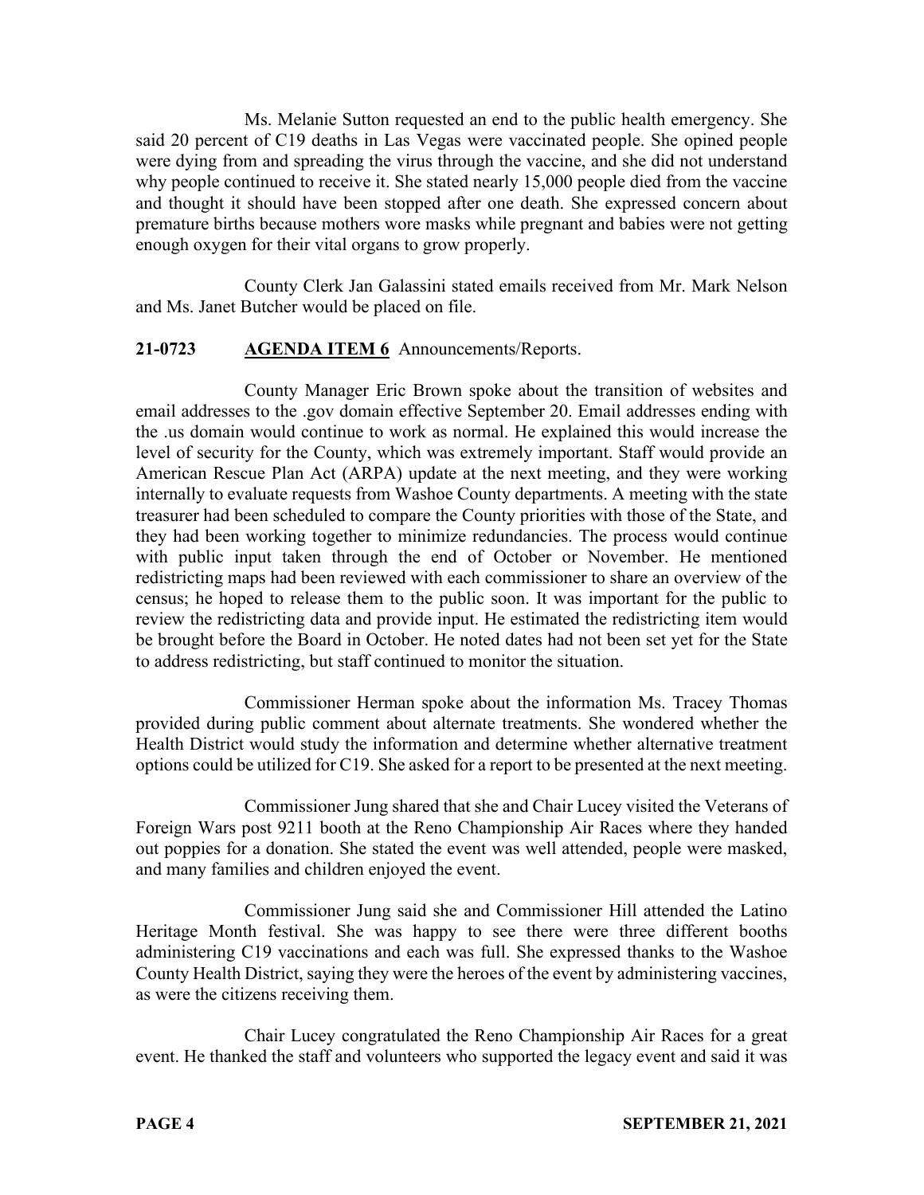Ms. Melanie Sutton requested an end to the public health emergency. She said 20 percent of C19 deaths in Las Vegas were vaccinated people. She opined people were dying from and spreading the virus through the vaccine, and she did not understand why people continued to receive it. She stated nearly 15,000 people died from the vaccine and thought it should have been stopped after one death. She expressed concern about premature births because mothers wore masks while pregnant and babies were not getting enough oxygen for their vital organs to grow properly.

County Clerk Jan Galassini stated emails received from Mr. Mark Nelson and Ms. Janet Butcher would be placed on file.

**21-0723 AGENDA ITEM 6** Announcements/Reports.

County Manager Eric Brown spoke about the transition of websites and email addresses to the .gov domain effective September 20. Email addresses ending with the .us domain would continue to work as normal. He explained this would increase the level of security for the County, which was extremely important. Staff would provide an American Rescue Plan Act (ARPA) update at the next meeting, and they were working internally to evaluate requests from Washoe County departments. A meeting with the state treasurer had been scheduled to compare the County priorities with those of the State, and they had been working together to minimize redundancies. The process would continue with public input taken through the end of October or November. He mentioned redistricting maps had been reviewed with each commissioner to share an overview of the census; he hoped to release them to the public soon. It was important for the public to review the redistricting data and provide input. He estimated the redistricting item would be brought before the Board in October. He noted dates had not been set yet for the State to address redistricting, but staff continued to monitor the situation.

Commissioner Herman spoke about the information Ms. Tracey Thomas provided during public comment about alternate treatments. She wondered whether the Health District would study the information and determine whether alternative treatment options could be utilized for C19. She asked for a report to be presented at the next meeting.

Commissioner Jung shared that she and Chair Lucey visited the Veterans of Foreign Wars post 9211 booth at the Reno Championship Air Races where they handed out poppies for a donation. She stated the event was well attended, people were masked, and many families and children enjoyed the event.

Commissioner Jung said she and Commissioner Hill attended the Latino Heritage Month festival. She was happy to see there were three different booths administering C19 vaccinations and each was full. She expressed thanks to the Washoe County Health District, saying they were the heroes of the event by administering vaccines, as were the citizens receiving them.

Chair Lucey congratulated the Reno Championship Air Races for a great event. He thanked the staff and volunteers who supported the legacy event and said it was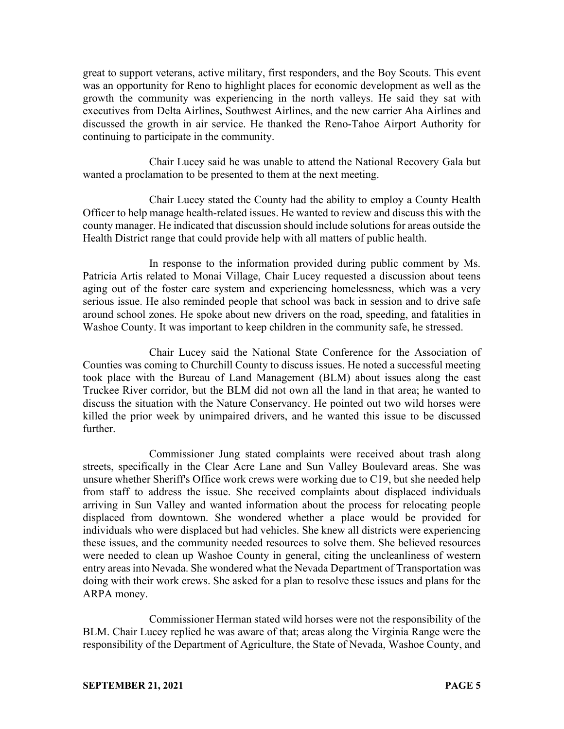great to support veterans, active military, first responders, and the Boy Scouts. This event was an opportunity for Reno to highlight places for economic development as well as the growth the community was experiencing in the north valleys. He said they sat with executives from Delta Airlines, Southwest Airlines, and the new carrier Aha Airlines and discussed the growth in air service. He thanked the Reno-Tahoe Airport Authority for continuing to participate in the community.

Chair Lucey said he was unable to attend the National Recovery Gala but wanted a proclamation to be presented to them at the next meeting.

Chair Lucey stated the County had the ability to employ a County Health Officer to help manage health-related issues. He wanted to review and discuss this with the county manager. He indicated that discussion should include solutions for areas outside the Health District range that could provide help with all matters of public health.

In response to the information provided during public comment by Ms. Patricia Artis related to Monai Village, Chair Lucey requested a discussion about teens aging out of the foster care system and experiencing homelessness, which was a very serious issue. He also reminded people that school was back in session and to drive safe around school zones. He spoke about new drivers on the road, speeding, and fatalities in Washoe County. It was important to keep children in the community safe, he stressed.

Chair Lucey said the National State Conference for the Association of Counties was coming to Churchill County to discuss issues. He noted a successful meeting took place with the Bureau of Land Management (BLM) about issues along the east Truckee River corridor, but the BLM did not own all the land in that area; he wanted to discuss the situation with the Nature Conservancy. He pointed out two wild horses were killed the prior week by unimpaired drivers, and he wanted this issue to be discussed further.

Commissioner Jung stated complaints were received about trash along streets, specifically in the Clear Acre Lane and Sun Valley Boulevard areas. She was unsure whether Sheriff's Office work crews were working due to C19, but she needed help from staff to address the issue. She received complaints about displaced individuals arriving in Sun Valley and wanted information about the process for relocating people displaced from downtown. She wondered whether a place would be provided for individuals who were displaced but had vehicles. She knew all districts were experiencing these issues, and the community needed resources to solve them. She believed resources were needed to clean up Washoe County in general, citing the uncleanliness of western entry areas into Nevada. She wondered what the Nevada Department of Transportation was doing with their work crews. She asked for a plan to resolve these issues and plans for the ARPA money.

Commissioner Herman stated wild horses were not the responsibility of the BLM. Chair Lucey replied he was aware of that; areas along the Virginia Range were the responsibility of the Department of Agriculture, the State of Nevada, Washoe County, and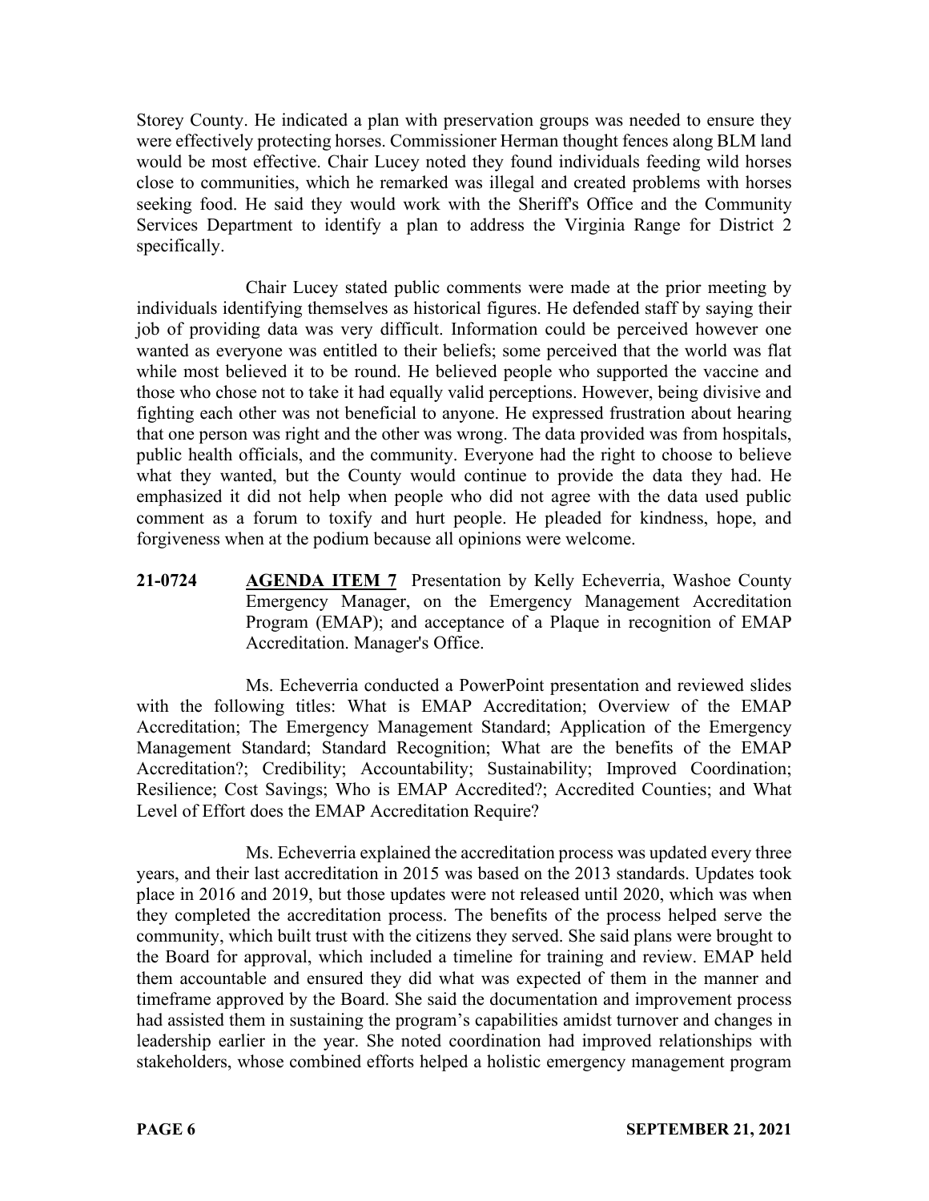Storey County. He indicated a plan with preservation groups was needed to ensure they were effectively protecting horses. Commissioner Herman thought fences along BLM land would be most effective. Chair Lucey noted they found individuals feeding wild horses close to communities, which he remarked was illegal and created problems with horses seeking food. He said they would work with the Sheriff's Office and the Community Services Department to identify a plan to address the Virginia Range for District 2 specifically.

Chair Lucey stated public comments were made at the prior meeting by individuals identifying themselves as historical figures. He defended staff by saying their job of providing data was very difficult. Information could be perceived however one wanted as everyone was entitled to their beliefs; some perceived that the world was flat while most believed it to be round. He believed people who supported the vaccine and those who chose not to take it had equally valid perceptions. However, being divisive and fighting each other was not beneficial to anyone. He expressed frustration about hearing that one person was right and the other was wrong. The data provided was from hospitals, public health officials, and the community. Everyone had the right to choose to believe what they wanted, but the County would continue to provide the data they had. He emphasized it did not help when people who did not agree with the data used public comment as a forum to toxify and hurt people. He pleaded for kindness, hope, and forgiveness when at the podium because all opinions were welcome.

**21-0724** **AGENDA ITEM 7** Presentation by Kelly Echeverria, Washoe County Emergency Manager, on the Emergency Management Accreditation Program (EMAP); and acceptance of a Plaque in recognition of EMAP Accreditation. Manager's Office.

Ms. Echeverria conducted a PowerPoint presentation and reviewed slides with the following titles: What is EMAP Accreditation; Overview of the EMAP Accreditation; The Emergency Management Standard; Application of the Emergency Management Standard; Standard Recognition; What are the benefits of the EMAP Accreditation?; Credibility; Accountability; Sustainability; Improved Coordination; Resilience; Cost Savings; Who is EMAP Accredited?; Accredited Counties; and What Level of Effort does the EMAP Accreditation Require?

Ms. Echeverria explained the accreditation process was updated every three years, and their last accreditation in 2015 was based on the 2013 standards. Updates took place in 2016 and 2019, but those updates were not released until 2020, which was when they completed the accreditation process. The benefits of the process helped serve the community, which built trust with the citizens they served. She said plans were brought to the Board for approval, which included a timeline for training and review. EMAP held them accountable and ensured they did what was expected of them in the manner and timeframe approved by the Board. She said the documentation and improvement process had assisted them in sustaining the program's capabilities amidst turnover and changes in leadership earlier in the year. She noted coordination had improved relationships with stakeholders, whose combined efforts helped a holistic emergency management program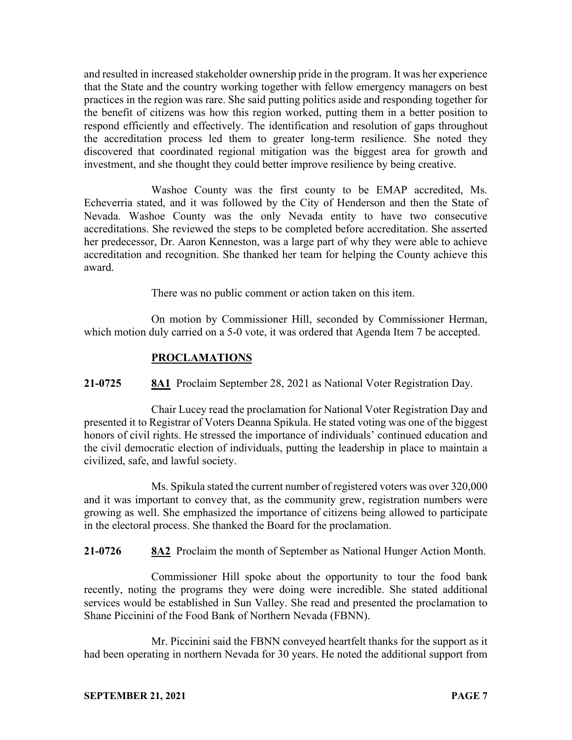and resulted in increased stakeholder ownership pride in the program. It was her experience that the State and the country working together with fellow emergency managers on best practices in the region was rare. She said putting politics aside and responding together for the benefit of citizens was how this region worked, putting them in a better position to respond efficiently and effectively. The identification and resolution of gaps throughout the accreditation process led them to greater long-term resilience. She noted they discovered that coordinated regional mitigation was the biggest area for growth and investment, and she thought they could better improve resilience by being creative.

Washoe County was the first county to be EMAP accredited, Ms. Echeverria stated, and it was followed by the City of Henderson and then the State of Nevada. Washoe County was the only Nevada entity to have two consecutive accreditations. She reviewed the steps to be completed before accreditation. She asserted her predecessor, Dr. Aaron Kenneston, was a large part of why they were able to achieve accreditation and recognition. She thanked her team for helping the County achieve this award.

There was no public comment or action taken on this item.

On motion by Commissioner Hill, seconded by Commissioner Herman, which motion duly carried on a 5-0 vote, it was ordered that Agenda Item 7 be accepted.

## PROCLAMATIONS

**21-0725** **8A1** Proclaim September 28, 2021 as National Voter Registration Day.

Chair Lucey read the proclamation for National Voter Registration Day and presented it to Registrar of Voters Deanna Spikula. He stated voting was one of the biggest honors of civil rights. He stressed the importance of individuals' continued education and the civil democratic election of individuals, putting the leadership in place to maintain a civilized, safe, and lawful society.

Ms. Spikula stated the current number of registered voters was over 320,000 and it was important to convey that, as the community grew, registration numbers were growing as well. She emphasized the importance of citizens being allowed to participate in the electoral process. She thanked the Board for the proclamation.

**21-0726** **8A2** Proclaim the month of September as National Hunger Action Month.

Commissioner Hill spoke about the opportunity to tour the food bank recently, noting the programs they were doing were incredible. She stated additional services would be established in Sun Valley. She read and presented the proclamation to Shane Piccinini of the Food Bank of Northern Nevada (FBNN).

Mr. Piccinini said the FBNN conveyed heartfelt thanks for the support as it had been operating in northern Nevada for 30 years. He noted the additional support from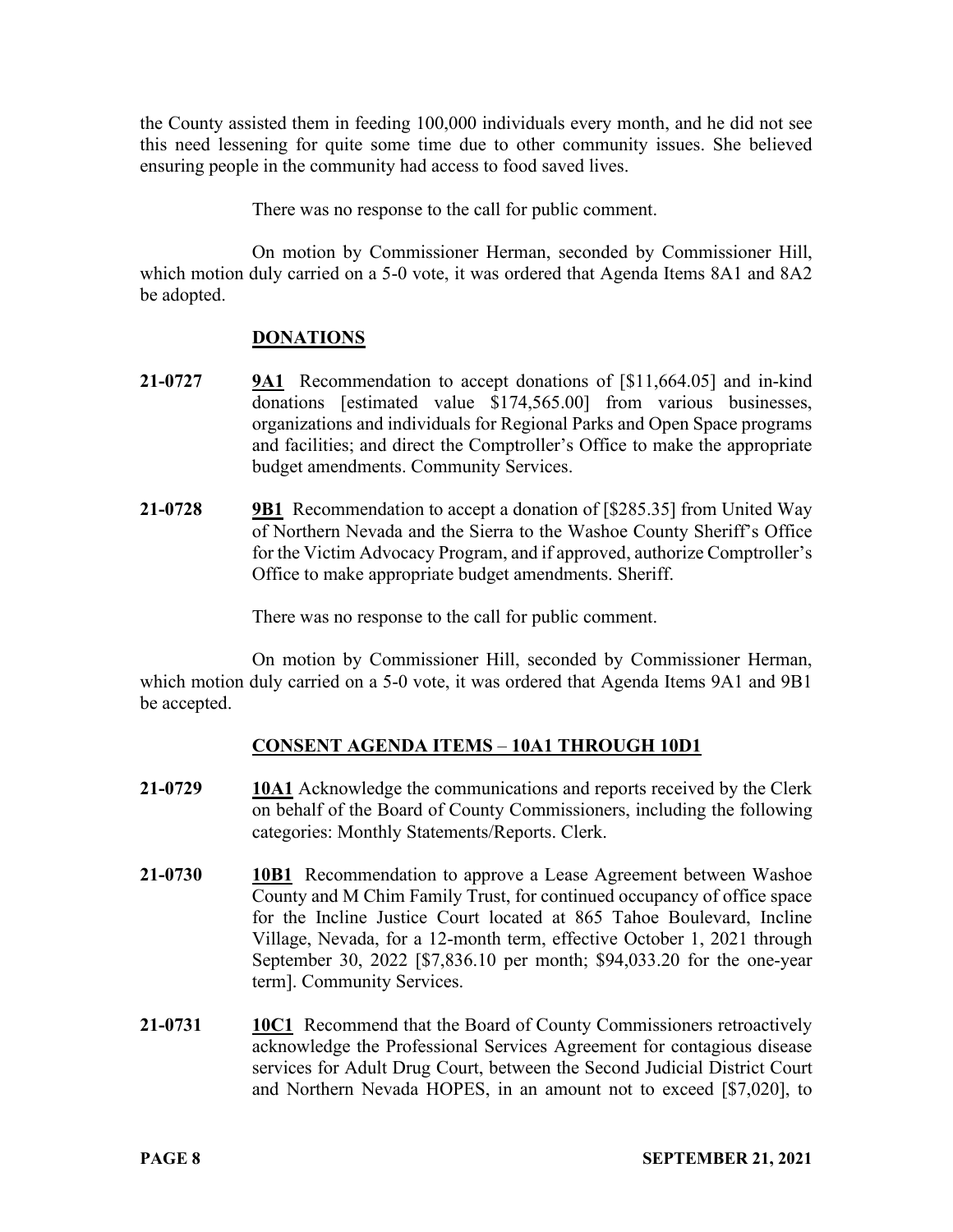the County assisted them in feeding 100,000 individuals every month, and he did not see this need lessening for quite some time due to other community issues. She believed ensuring people in the community had access to food saved lives.

There was no response to the call for public comment.

On motion by Commissioner Herman, seconded by Commissioner Hill, which motion duly carried on a 5-0 vote, it was ordered that Agenda Items 8A1 and 8A2 be adopted.

## DONATIONS

**21-0727** **9A1** Recommendation to accept donations of [$11,664.05] and in-kind donations [estimated value $174,565.00] from various businesses, organizations and individuals for Regional Parks and Open Space programs and facilities; and direct the Comptroller's Office to make the appropriate budget amendments. Community Services.

**21-0728** **9B1** Recommendation to accept a donation of [$285.35] from United Way of Northern Nevada and the Sierra to the Washoe County Sheriff's Office for the Victim Advocacy Program, and if approved, authorize Comptroller's Office to make appropriate budget amendments. Sheriff.

There was no response to the call for public comment.

On motion by Commissioner Hill, seconded by Commissioner Herman, which motion duly carried on a 5-0 vote, it was ordered that Agenda Items 9A1 and 9B1 be accepted.

## CONSENT AGENDA ITEMS – 10A1 THROUGH 10D1

**21-0729** **10A1** Acknowledge the communications and reports received by the Clerk on behalf of the Board of County Commissioners, including the following categories: Monthly Statements/Reports. Clerk.

**21-0730** **10B1** Recommendation to approve a Lease Agreement between Washoe County and M Chim Family Trust, for continued occupancy of office space for the Incline Justice Court located at 865 Tahoe Boulevard, Incline Village, Nevada, for a 12-month term, effective October 1, 2021 through September 30, 2022 [$7,836.10 per month; $94,033.20 for the one-year term]. Community Services.

**21-0731** **10C1** Recommend that the Board of County Commissioners retroactively acknowledge the Professional Services Agreement for contagious disease services for Adult Drug Court, between the Second Judicial District Court and Northern Nevada HOPES, in an amount not to exceed [$7,020], to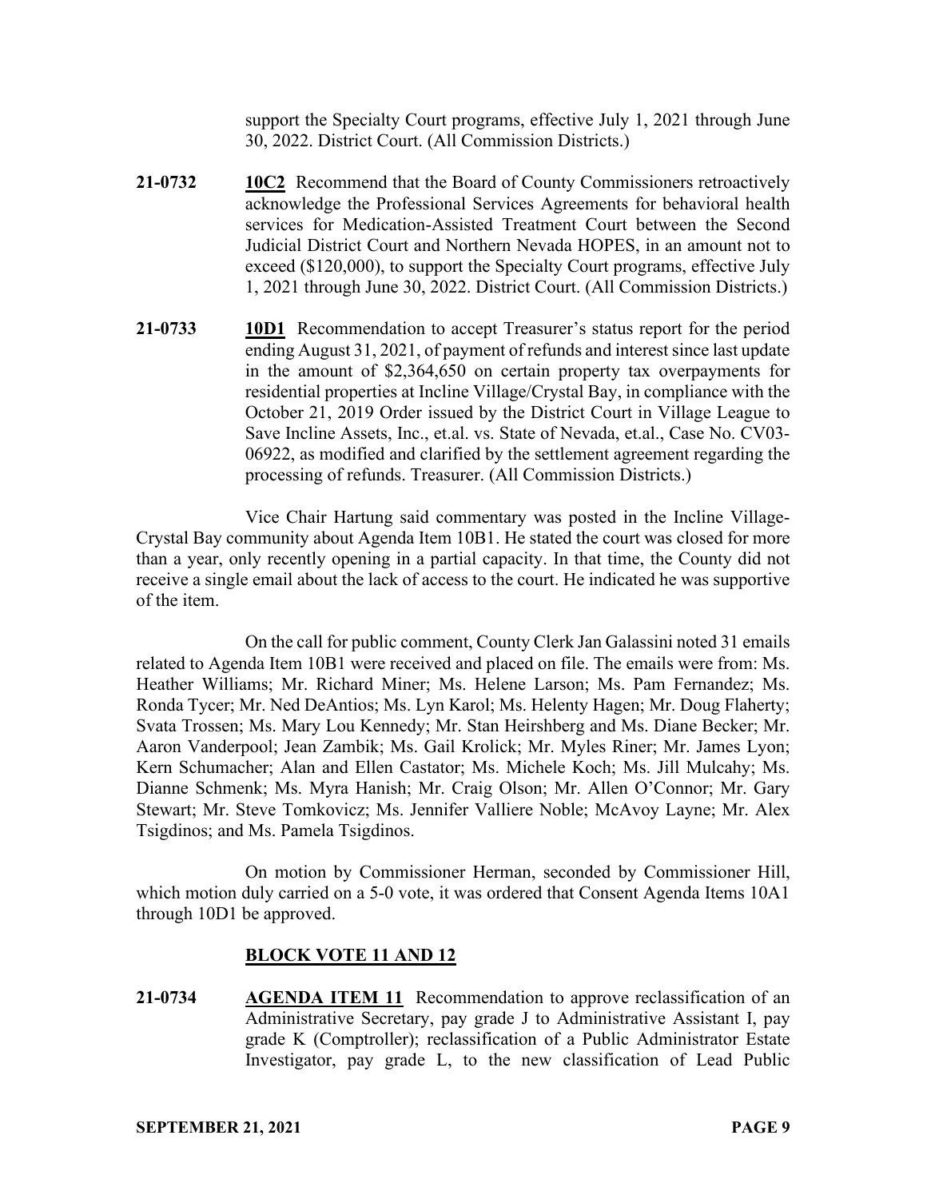support the Specialty Court programs, effective July 1, 2021 through June 30, 2022. District Court. (All Commission Districts.)

**21-0732** **10C2** Recommend that the Board of County Commissioners retroactively acknowledge the Professional Services Agreements for behavioral health services for Medication-Assisted Treatment Court between the Second Judicial District Court and Northern Nevada HOPES, in an amount not to exceed ($120,000), to support the Specialty Court programs, effective July 1, 2021 through June 30, 2022. District Court. (All Commission Districts.)

**21-0733** **10D1** Recommendation to accept Treasurer's status report for the period ending August 31, 2021, of payment of refunds and interest since last update in the amount of $2,364,650 on certain property tax overpayments for residential properties at Incline Village/Crystal Bay, in compliance with the October 21, 2019 Order issued by the District Court in Village League to Save Incline Assets, Inc., et.al. vs. State of Nevada, et.al., Case No. CV03-06922, as modified and clarified by the settlement agreement regarding the processing of refunds. Treasurer. (All Commission Districts.)

Vice Chair Hartung said commentary was posted in the Incline Village-Crystal Bay community about Agenda Item 10B1. He stated the court was closed for more than a year, only recently opening in a partial capacity. In that time, the County did not receive a single email about the lack of access to the court. He indicated he was supportive of the item.

On the call for public comment, County Clerk Jan Galassini noted 31 emails related to Agenda Item 10B1 were received and placed on file. The emails were from: Ms. Heather Williams; Mr. Richard Miner; Ms. Helene Larson; Ms. Pam Fernandez; Ms. Ronda Tycer; Mr. Ned DeAntios; Ms. Lyn Karol; Ms. Helenty Hagen; Mr. Doug Flaherty; Svata Trossen; Ms. Mary Lou Kennedy; Mr. Stan Heirshberg and Ms. Diane Becker; Mr. Aaron Vanderpool; Jean Zambik; Ms. Gail Krolick; Mr. Myles Riner; Mr. James Lyon; Kern Schumacher; Alan and Ellen Castator; Ms. Michele Koch; Ms. Jill Mulcahy; Ms. Dianne Schmenk; Ms. Myra Hanish; Mr. Craig Olson; Mr. Allen O'Connor; Mr. Gary Stewart; Mr. Steve Tomkovicz; Ms. Jennifer Valliere Noble; McAvoy Layne; Mr. Alex Tsigdinos; and Ms. Pamela Tsigdinos.

On motion by Commissioner Herman, seconded by Commissioner Hill, which motion duly carried on a 5-0 vote, it was ordered that Consent Agenda Items 10A1 through 10D1 be approved.

## BLOCK VOTE 11 AND 12

**21-0734** **AGENDA ITEM 11** Recommendation to approve reclassification of an Administrative Secretary, pay grade J to Administrative Assistant I, pay grade K (Comptroller); reclassification of a Public Administrator Estate Investigator, pay grade L, to the new classification of Lead Public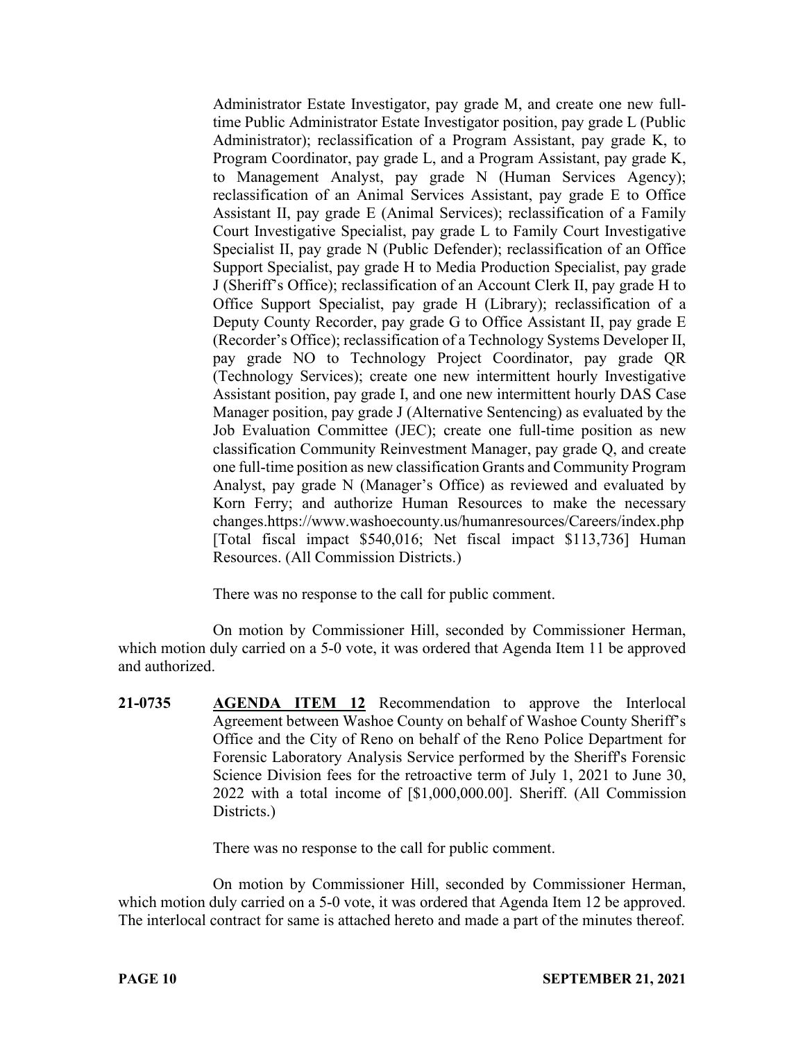Administrator Estate Investigator, pay grade M, and create one new full-time Public Administrator Estate Investigator position, pay grade L (Public Administrator); reclassification of a Program Assistant, pay grade K, to Program Coordinator, pay grade L, and a Program Assistant, pay grade K, to Management Analyst, pay grade N (Human Services Agency); reclassification of an Animal Services Assistant, pay grade E to Office Assistant II, pay grade E (Animal Services); reclassification of a Family Court Investigative Specialist, pay grade L to Family Court Investigative Specialist II, pay grade N (Public Defender); reclassification of an Office Support Specialist, pay grade H to Media Production Specialist, pay grade J (Sheriff's Office); reclassification of an Account Clerk II, pay grade H to Office Support Specialist, pay grade H (Library); reclassification of a Deputy County Recorder, pay grade G to Office Assistant II, pay grade E (Recorder's Office); reclassification of a Technology Systems Developer II, pay grade NO to Technology Project Coordinator, pay grade QR (Technology Services); create one new intermittent hourly Investigative Assistant position, pay grade I, and one new intermittent hourly DAS Case Manager position, pay grade J (Alternative Sentencing) as evaluated by the Job Evaluation Committee (JEC); create one full-time position as new classification Community Reinvestment Manager, pay grade Q, and create one full-time position as new classification Grants and Community Program Analyst, pay grade N (Manager's Office) as reviewed and evaluated by Korn Ferry; and authorize Human Resources to make the necessary changes.https://www.washoecounty.us/humanresources/Careers/index.php [Total fiscal impact $540,016; Net fiscal impact $113,736] Human Resources. (All Commission Districts.)

There was no response to the call for public comment.

On motion by Commissioner Hill, seconded by Commissioner Herman, which motion duly carried on a 5-0 vote, it was ordered that Agenda Item 11 be approved and authorized.

**21-0735** **AGENDA ITEM 12** Recommendation to approve the Interlocal Agreement between Washoe County on behalf of Washoe County Sheriff's Office and the City of Reno on behalf of the Reno Police Department for Forensic Laboratory Analysis Service performed by the Sheriff's Forensic Science Division fees for the retroactive term of July 1, 2021 to June 30, 2022 with a total income of [$1,000,000.00]. Sheriff. (All Commission Districts.)

There was no response to the call for public comment.

On motion by Commissioner Hill, seconded by Commissioner Herman, which motion duly carried on a 5-0 vote, it was ordered that Agenda Item 12 be approved. The interlocal contract for same is attached hereto and made a part of the minutes thereof.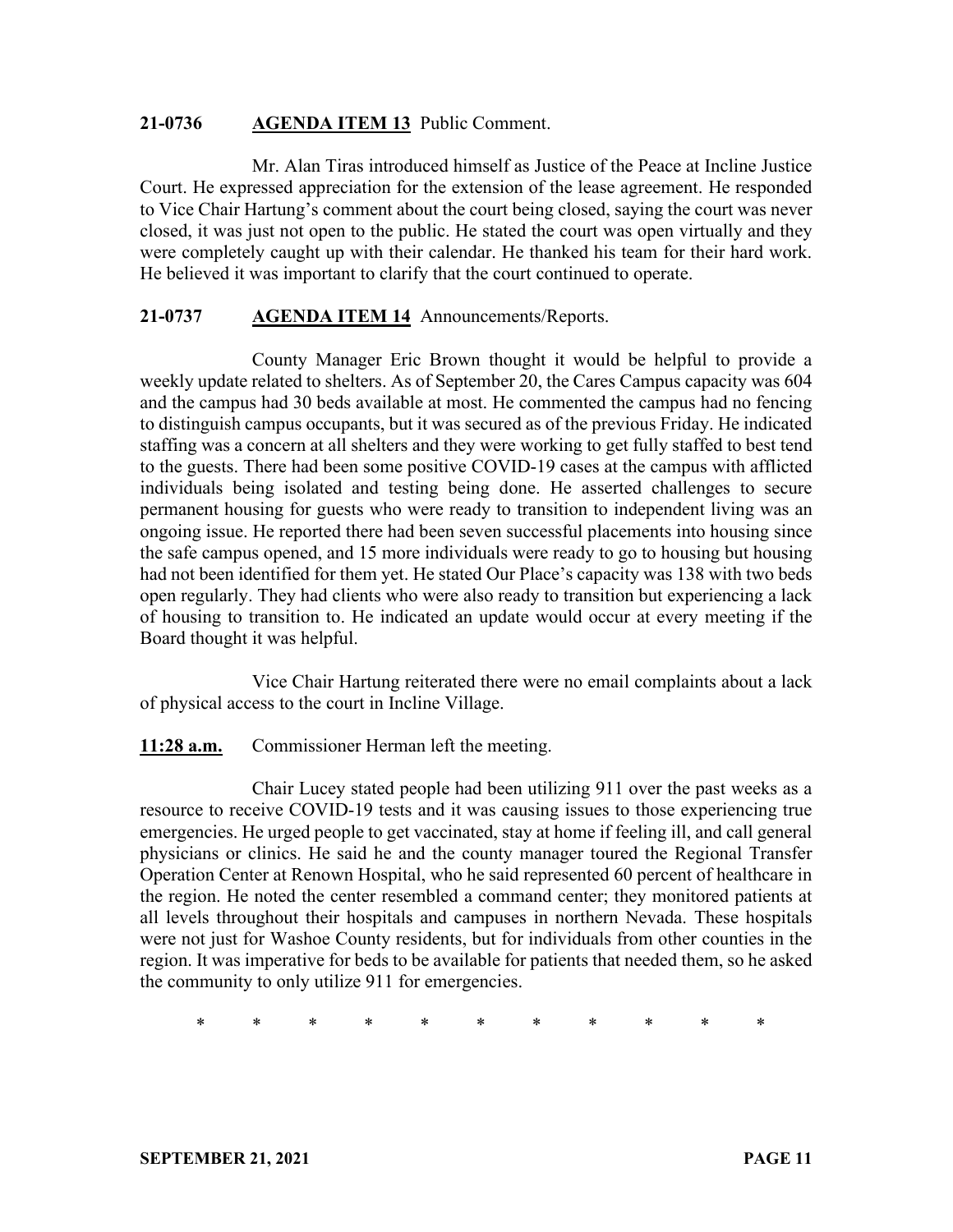**21-0736** **AGENDA ITEM 13** Public Comment.

Mr. Alan Tiras introduced himself as Justice of the Peace at Incline Justice Court. He expressed appreciation for the extension of the lease agreement. He responded to Vice Chair Hartung's comment about the court being closed, saying the court was never closed, it was just not open to the public. He stated the court was open virtually and they were completely caught up with their calendar. He thanked his team for their hard work. He believed it was important to clarify that the court continued to operate.

**21-0737** **AGENDA ITEM 14** Announcements/Reports.

County Manager Eric Brown thought it would be helpful to provide a weekly update related to shelters. As of September 20, the Cares Campus capacity was 604 and the campus had 30 beds available at most. He commented the campus had no fencing to distinguish campus occupants, but it was secured as of the previous Friday. He indicated staffing was a concern at all shelters and they were working to get fully staffed to best tend to the guests. There had been some positive COVID-19 cases at the campus with afflicted individuals being isolated and testing being done. He asserted challenges to secure permanent housing for guests who were ready to transition to independent living was an ongoing issue. He reported there had been seven successful placements into housing since the safe campus opened, and 15 more individuals were ready to go to housing but housing had not been identified for them yet. He stated Our Place's capacity was 138 with two beds open regularly. They had clients who were also ready to transition but experiencing a lack of housing to transition to. He indicated an update would occur at every meeting if the Board thought it was helpful.

Vice Chair Hartung reiterated there were no email complaints about a lack of physical access to the court in Incline Village.

**11:28 a.m.** Commissioner Herman left the meeting.

Chair Lucey stated people had been utilizing 911 over the past weeks as a resource to receive COVID-19 tests and it was causing issues to those experiencing true emergencies. He urged people to get vaccinated, stay at home if feeling ill, and call general physicians or clinics. He said he and the county manager toured the Regional Transfer Operation Center at Renown Hospital, who he said represented 60 percent of healthcare in the region. He noted the center resembled a command center; they monitored patients at all levels throughout their hospitals and campuses in northern Nevada. These hospitals were not just for Washoe County residents, but for individuals from other counties in the region. It was imperative for beds to be available for patients that needed them, so he asked the community to only utilize 911 for emergencies.

\* \* \* \* \* \* \* \* \* \* \*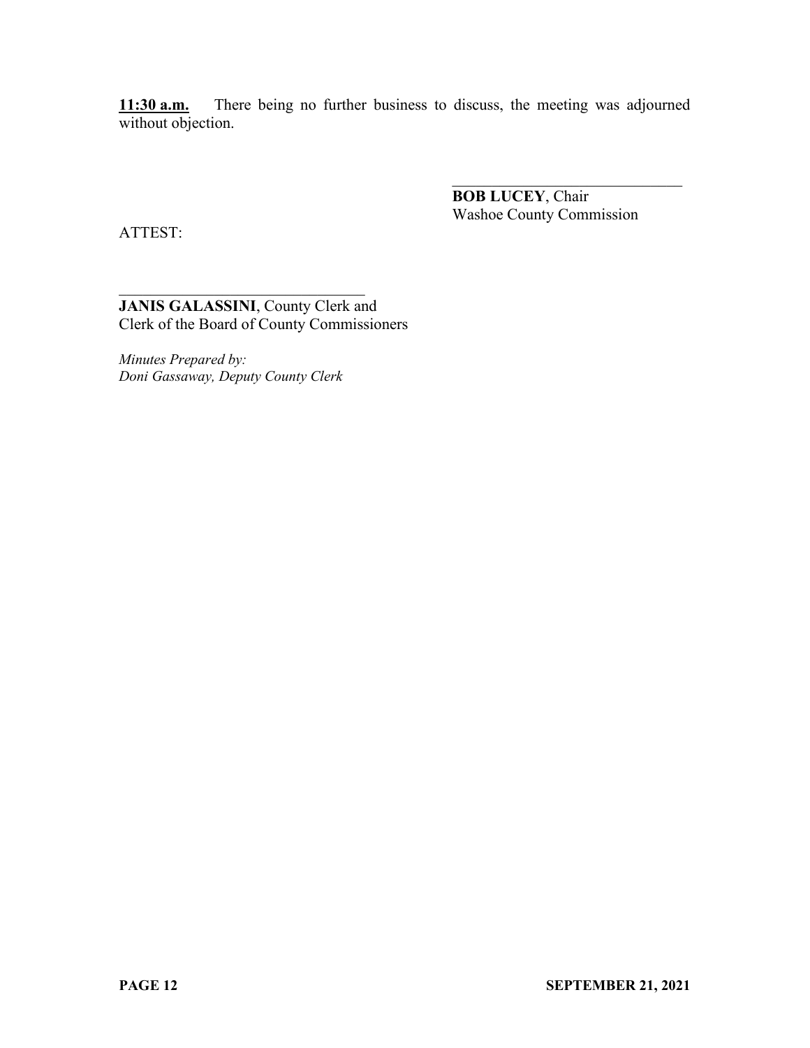**11:30 a.m.** There being no further business to discuss, the meeting was adjourned without objection.

\_\_\_\_\_\_\_\_\_\_\_\_\_\_\_\_\_\_\_\_\_\_\_\_\_\_\_\_\_
**BOB LUCEY**, Chair
Washoe County Commission

ATTEST:

\_\_\_\_\_\_\_\_\_\_\_\_\_\_\_\_\_\_\_\_\_\_\_\_\_\_\_\_\_\_\_\_
**JANIS GALASSINI**, County Clerk and
Clerk of the Board of County Commissioners

*Minutes Prepared by:*
*Doni Gassaway, Deputy County Clerk*